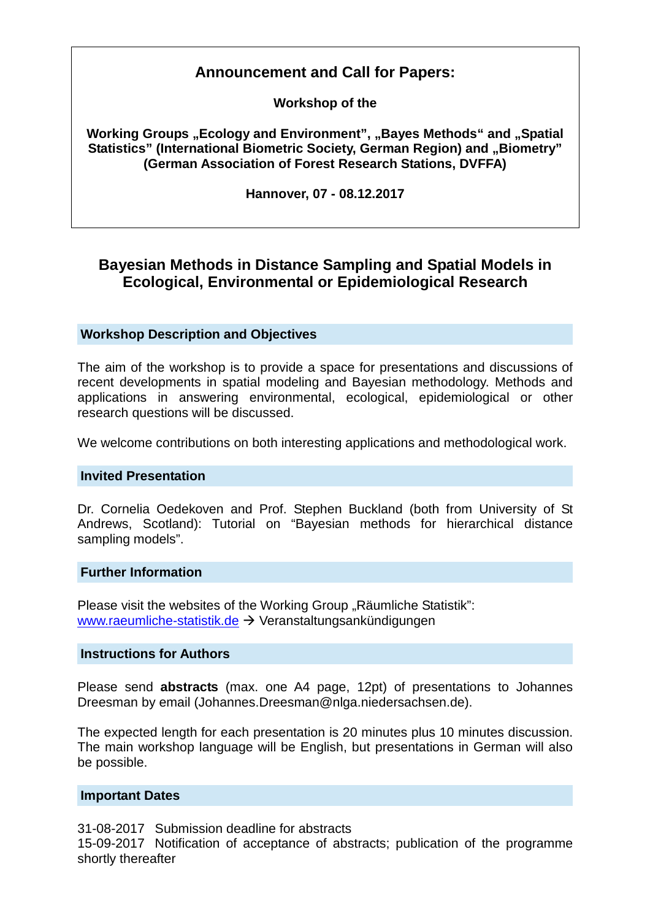# Announcement and Call for Papers:

**Workshop of the**

**Working Groups „Ecology and Environment", „Bayes Methods" and „Spatial Statistics" (International Biometric Society, German Region) and „Biometry" (German Association of Forest Research Stations, DVFFA)**

**Hannover, 07 - 08.12.2017**

## Bayesian Methods in Distance Sampling and Spatial Models in Ecological, Environmental or Epidemiological Research

### Workshop Description and Objectives

The aim of the workshop is to provide a space for presentations and discussions of recent developments in spatial modeling and Bayesian methodology. Methods and applications in answering environmental, ecological, epidemiological or other research questions will be discussed.

We welcome contributions on both interesting applications and methodological work.

### Invited Presentation

Dr. Cornelia Oedekoven and Prof. Stephen Buckland (both from University of St Andrews, Scotland): Tutorial on "Bayesian methods for hierarchical distance sampling models".

### Further Information

Please visit the websites of the Working Group „Räumliche Statistik":
www.raeumliche-statistik.de → Veranstaltungsankündigungen

### Instructions for Authors

Please send **abstracts** (max. one A4 page, 12pt) of presentations to Johannes Dreesman by email (Johannes.Dreesman@nlga.niedersachsen.de).

The expected length for each presentation is 20 minutes plus 10 minutes discussion. The main workshop language will be English, but presentations in German will also be possible.

### Important Dates

31-08-2017 Submission deadline for abstracts
15-09-2017 Notification of acceptance of abstracts; publication of the programme shortly thereafter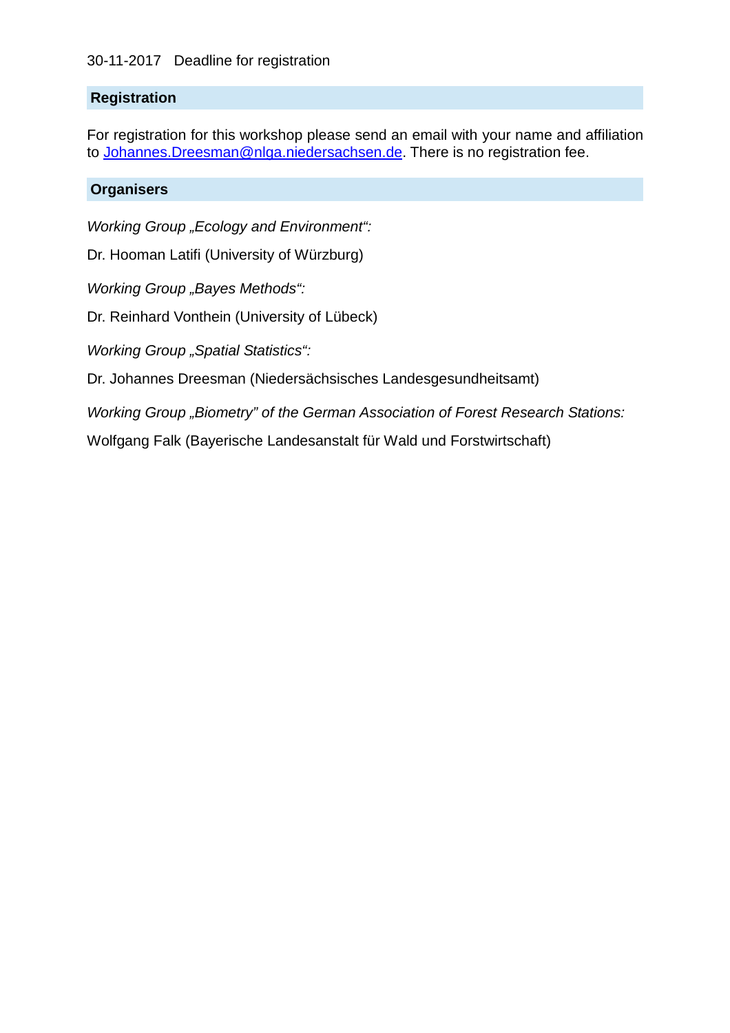30-11-2017 Deadline for registration

## Registration

For registration for this workshop please send an email with your name and affiliation to Johannes.Dreesman@nlga.niedersachsen.de. There is no registration fee.

## Organisers

*Working Group „Ecology and Environment“:*

Dr. Hooman Latifi (University of Würzburg)

*Working Group „Bayes Methods“:*

Dr. Reinhard Vonthein (University of Lübeck)

*Working Group „Spatial Statistics“:*

Dr. Johannes Dreesman (Niedersächsisches Landesgesundheitsamt)

*Working Group „Biometry” of the German Association of Forest Research Stations:*

Wolfgang Falk (Bayerische Landesanstalt für Wald und Forstwirtschaft)